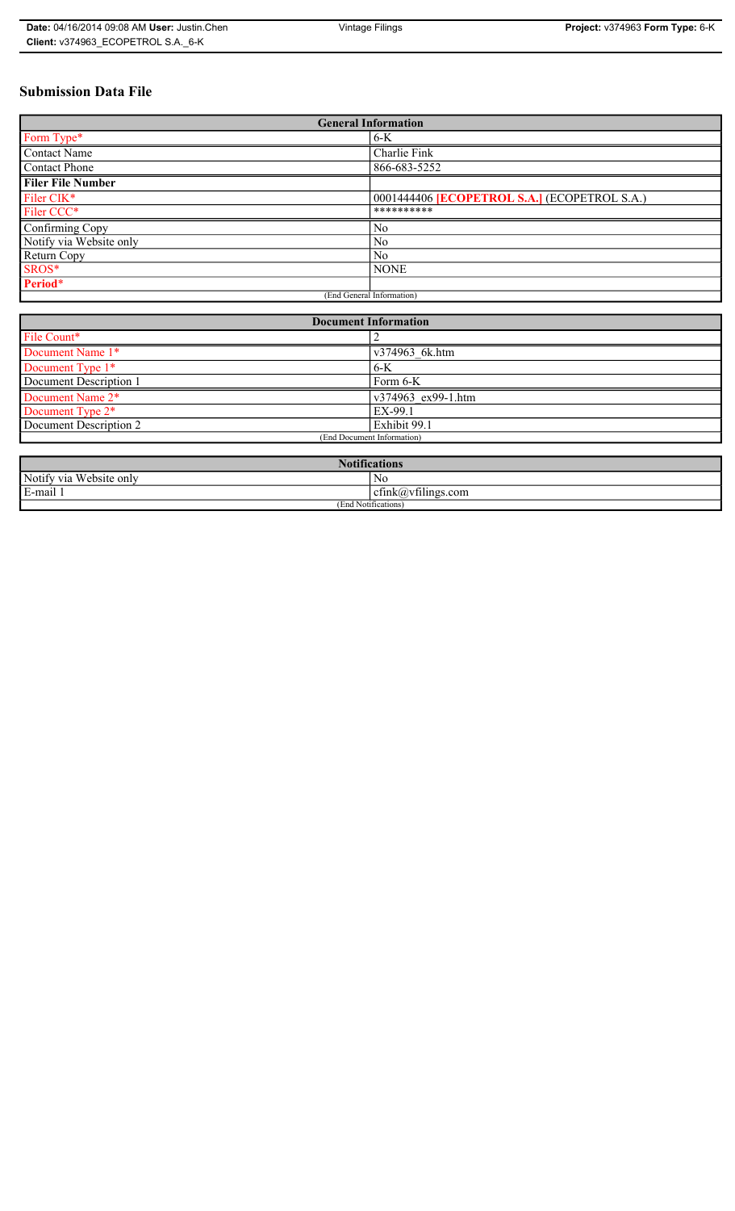# Submission Data File

| General Information | |
|---|---|
| Form Type* | 6-K |
| Contact Name | Charlie Fink |
| Contact Phone | 866-683-5252 |
| **Filer File Number** | |
| Filer CIK* | 0001444406 **[ECOPETROL S.A.]** (ECOPETROL S.A.) |
| Filer CCC* | ********** |
| Confirming Copy | No |
| Notify via Website only | No |
| Return Copy | No |
| SROS* | NONE |
| **Period*** | |
| (End General Information) | |

| Document Information | |
|---|---|
| File Count* | 2 |
| Document Name 1* | v374963_6k.htm |
| Document Type 1* | 6-K |
| Document Description 1 | Form 6-K |
| Document Name 2* | v374963_ex99-1.htm |
| Document Type 2* | EX-99.1 |
| Document Description 2 | Exhibit 99.1 |
| (End Document Information) | |

| Notifications | |
|---|---|
| Notify via Website only | No |
| E-mail 1 | cfink@vfilings.com |
| (End Notifications) | |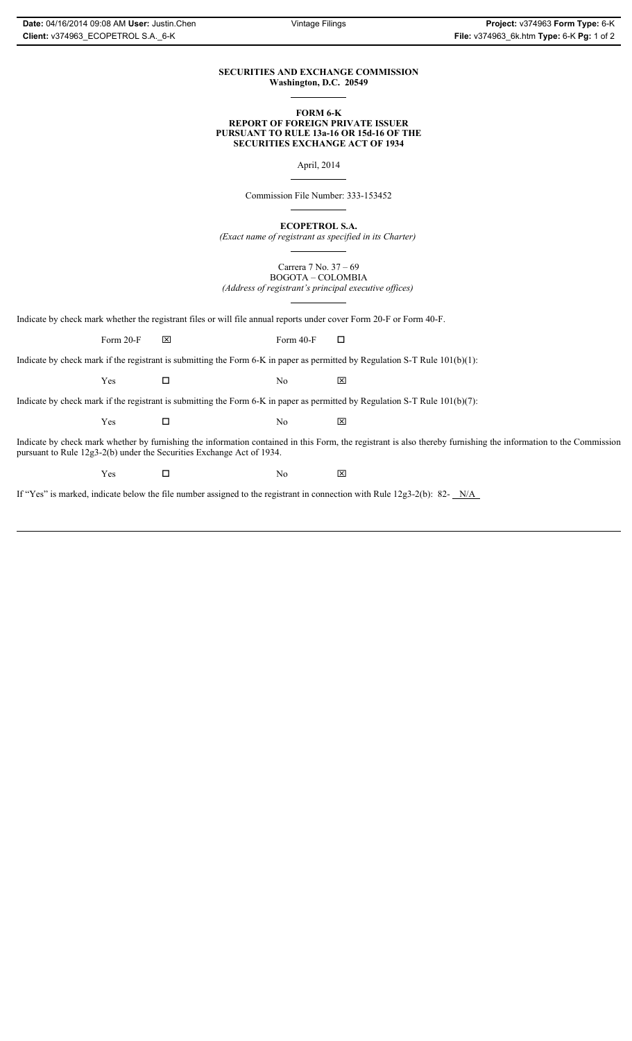**SECURITIES AND EXCHANGE COMMISSION**
**Washington, D.C. 20549**

**FORM 6-K**
**REPORT OF FOREIGN PRIVATE ISSUER**
**PURSUANT TO RULE 13a-16 OR 15d-16 OF THE**
**SECURITIES EXCHANGE ACT OF 1934**

April, 2014

Commission File Number: 333-153452

**ECOPETROL S.A.**
*(Exact name of registrant as specified in its Charter)*

Carrera 7 No. 37 – 69
BOGOTA – COLOMBIA
*(Address of registrant's principal executive offices)*

Indicate by check mark whether the registrant files or will file annual reports under cover Form 20-F or Form 40-F.

Form 20-F ☒ Form 40-F ☐

Indicate by check mark if the registrant is submitting the Form 6-K in paper as permitted by Regulation S-T Rule 101(b)(1):

Yes ☐ No ☒

Indicate by check mark if the registrant is submitting the Form 6-K in paper as permitted by Regulation S-T Rule 101(b)(7):

Yes ☐ No ☒

Indicate by check mark whether by furnishing the information contained in this Form, the registrant is also thereby furnishing the information to the Commission pursuant to Rule 12g3-2(b) under the Securities Exchange Act of 1934.

Yes ☐ No ☒

If "Yes" is marked, indicate below the file number assigned to the registrant in connection with Rule 12g3-2(b): 82- N/A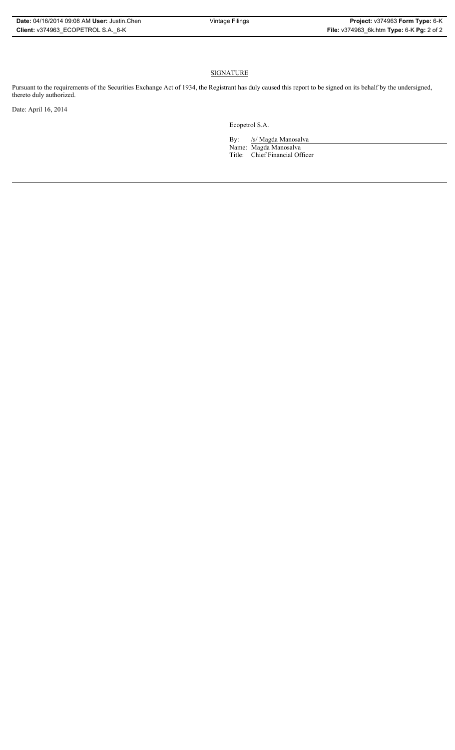## SIGNATURE

Pursuant to the requirements of the Securities Exchange Act of 1934, the Registrant has duly caused this report to be signed on its behalf by the undersigned, thereto duly authorized.

Date: April 16, 2014

Ecopetrol S.A.

By: /s/ Magda Manosalva

Name: Magda Manosalva

Title: Chief Financial Officer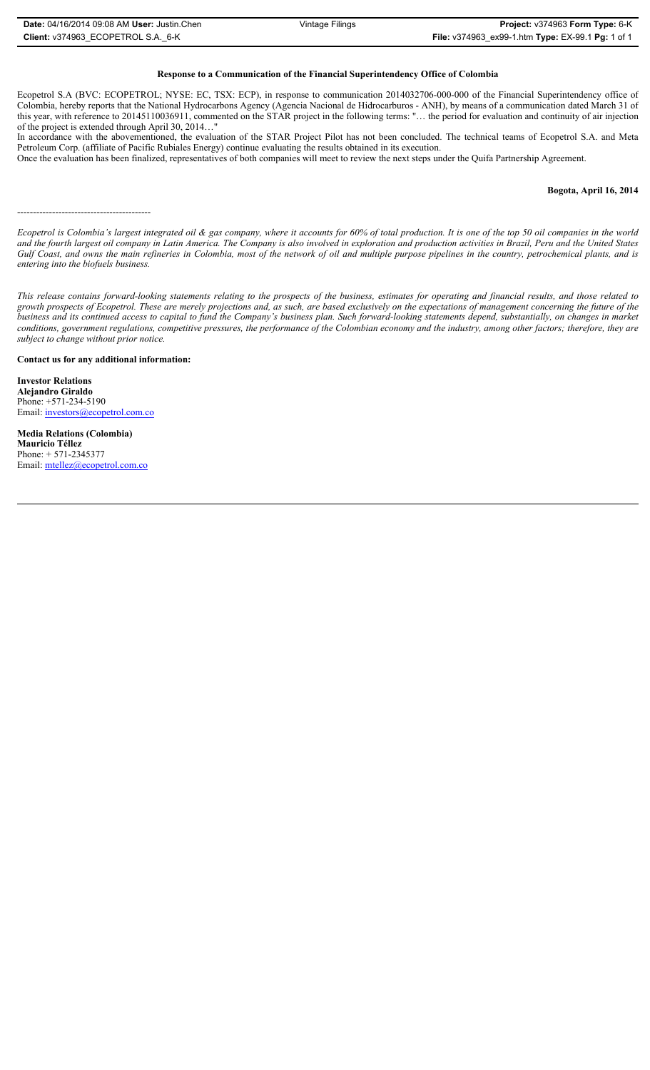**Response to a Communication of the Financial Superintendency Office of Colombia**

Ecopetrol S.A (BVC: ECOPETROL; NYSE: EC, TSX: ECP), in response to communication 2014032706-000-000 of the Financial Superintendency office of Colombia, hereby reports that the National Hydrocarbons Agency (Agencia Nacional de Hidrocarburos - ANH), by means of a communication dated March 31 of this year, with reference to 20145110036911, commented on the STAR project in the following terms: "… the period for evaluation and continuity of air injection of the project is extended through April 30, 2014…"

In accordance with the abovementioned, the evaluation of the STAR Project Pilot has not been concluded. The technical teams of Ecopetrol S.A. and Meta Petroleum Corp. (affiliate of Pacific Rubiales Energy) continue evaluating the results obtained in its execution.

Once the evaluation has been finalized, representatives of both companies will meet to review the next steps under the Quifa Partnership Agreement.

**Bogota, April 16, 2014**

-----------------------------------------

*Ecopetrol is Colombia's largest integrated oil & gas company, where it accounts for 60% of total production. It is one of the top 50 oil companies in the world and the fourth largest oil company in Latin America. The Company is also involved in exploration and production activities in Brazil, Peru and the United States Gulf Coast, and owns the main refineries in Colombia, most of the network of oil and multiple purpose pipelines in the country, petrochemical plants, and is entering into the biofuels business.*

*This release contains forward-looking statements relating to the prospects of the business, estimates for operating and financial results, and those related to growth prospects of Ecopetrol. These are merely projections and, as such, are based exclusively on the expectations of management concerning the future of the business and its continued access to capital to fund the Company's business plan. Such forward-looking statements depend, substantially, on changes in market conditions, government regulations, competitive pressures, the performance of the Colombian economy and the industry, among other factors; therefore, they are subject to change without prior notice.*

**Contact us for any additional information:**

**Investor Relations**
**Alejandro Giraldo**
Phone: +571-234-5190
Email: investors@ecopetrol.com.co

**Media Relations (Colombia)**
**Mauricio Téllez**
Phone: + 571-2345377
Email: mtellez@ecopetrol.com.co